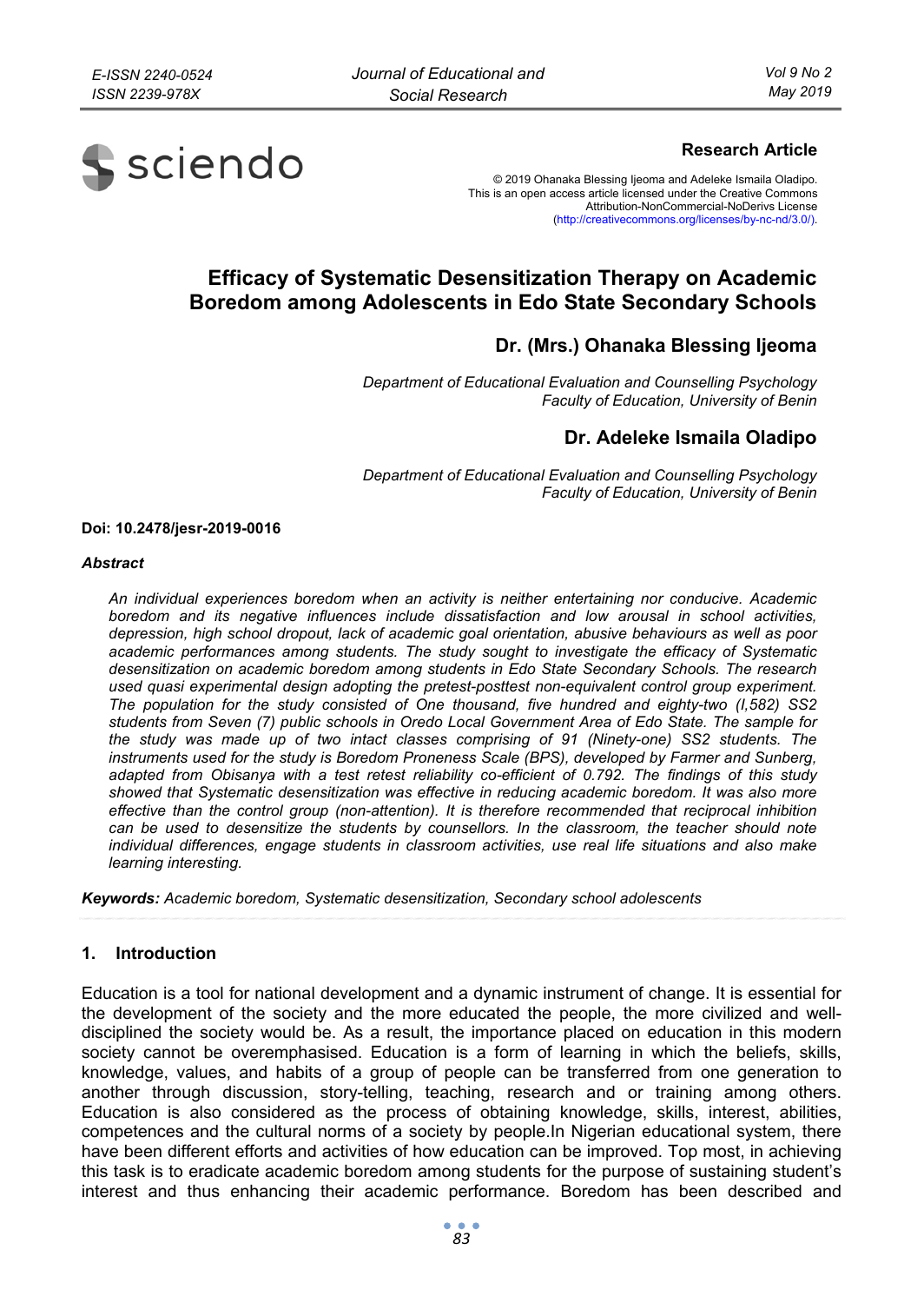**Research Article**

© 2019 Ohanaka Blessing Ijeoma and Adeleke Ismaila Oladipo.
This is an open access article licensed under the Creative Commons Attribution-NonCommercial-NoDerivs License (http://creativecommons.org/licenses/by-nc-nd/3.0/).

# Efficacy of Systematic Desensitization Therapy on Academic Boredom among Adolescents in Edo State Secondary Schools

## Dr. (Mrs.) Ohanaka Blessing Ijeoma

*Department of Educational Evaluation and Counselling Psychology*
*Faculty of Education, University of Benin*

## Dr. Adeleke Ismaila Oladipo

*Department of Educational Evaluation and Counselling Psychology*
*Faculty of Education, University of Benin*

**Doi: 10.2478/jesr-2019-0016**

***Abstract***

*An individual experiences boredom when an activity is neither entertaining nor conducive. Academic boredom and its negative influences include dissatisfaction and low arousal in school activities, depression, high school dropout, lack of academic goal orientation, abusive behaviours as well as poor academic performances among students. The study sought to investigate the efficacy of Systematic desensitization on academic boredom among students in Edo State Secondary Schools. The research used quasi experimental design adopting the pretest-posttest non-equivalent control group experiment. The population for the study consisted of One thousand, five hundred and eighty-two (I,582) SS2 students from Seven (7) public schools in Oredo Local Government Area of Edo State. The sample for the study was made up of two intact classes comprising of 91 (Ninety-one) SS2 students. The instruments used for the study is Boredom Proneness Scale (BPS), developed by Farmer and Sunberg, adapted from Obisanya with a test retest reliability co-efficient of 0.792. The findings of this study showed that Systematic desensitization was effective in reducing academic boredom. It was also more effective than the control group (non-attention). It is therefore recommended that reciprocal inhibition can be used to desensitize the students by counsellors. In the classroom, the teacher should note individual differences, engage students in classroom activities, use real life situations and also make learning interesting.*

***Keywords:*** *Academic boredom, Systematic desensitization, Secondary school adolescents*

## 1. Introduction

Education is a tool for national development and a dynamic instrument of change. It is essential for the development of the society and the more educated the people, the more civilized and well-disciplined the society would be. As a result, the importance placed on education in this modern society cannot be overemphasised. Education is a form of learning in which the beliefs, skills, knowledge, values, and habits of a group of people can be transferred from one generation to another through discussion, story-telling, teaching, research and or training among others. Education is also considered as the process of obtaining knowledge, skills, interest, abilities, competences and the cultural norms of a society by people.In Nigerian educational system, there have been different efforts and activities of how education can be improved. Top most, in achieving this task is to eradicate academic boredom among students for the purpose of sustaining student's interest and thus enhancing their academic performance. Boredom has been described and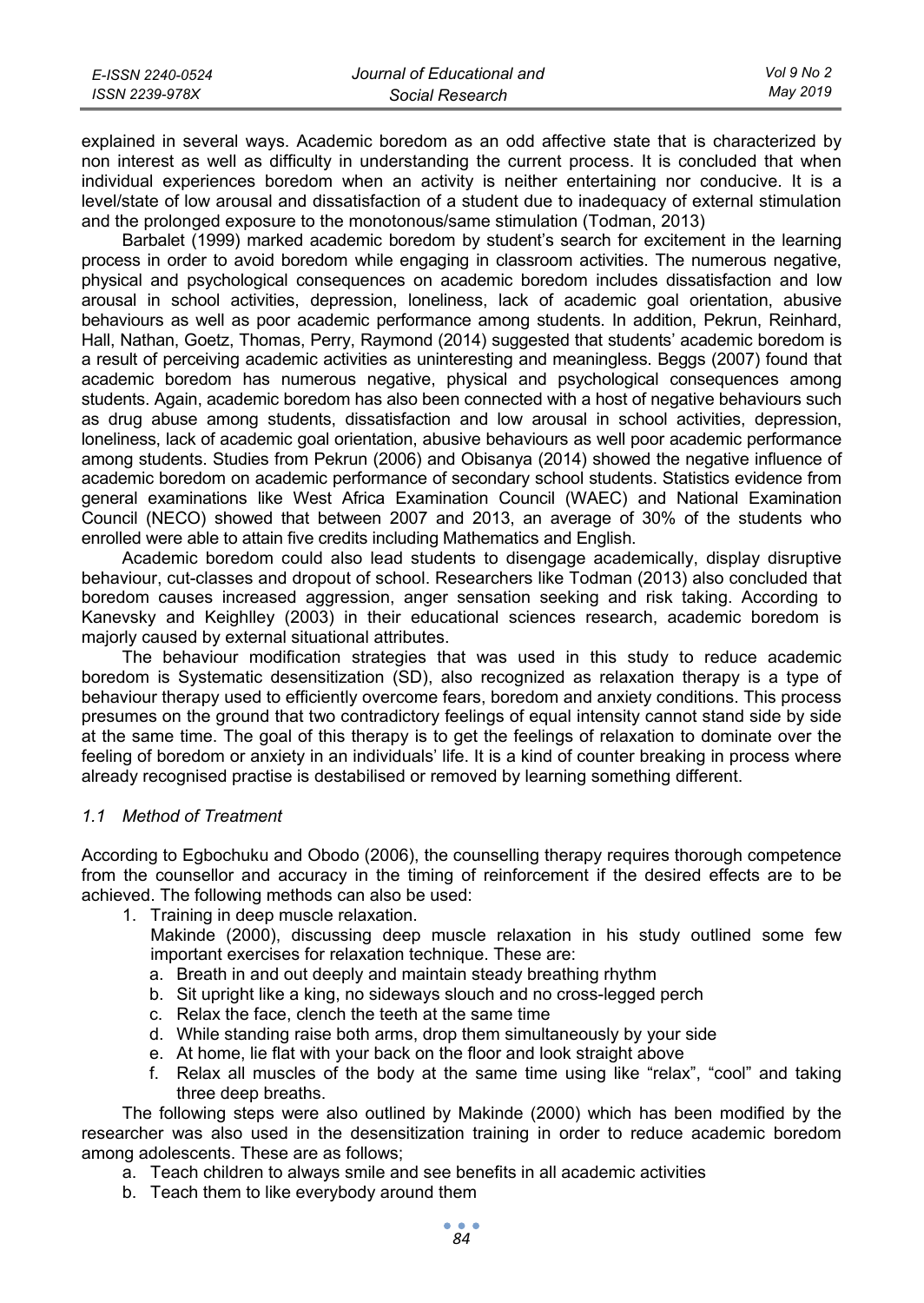explained in several ways. Academic boredom as an odd affective state that is characterized by non interest as well as difficulty in understanding the current process. It is concluded that when individual experiences boredom when an activity is neither entertaining nor conducive. It is a level/state of low arousal and dissatisfaction of a student due to inadequacy of external stimulation and the prolonged exposure to the monotonous/same stimulation (Todman, 2013)

Barbalet (1999) marked academic boredom by student's search for excitement in the learning process in order to avoid boredom while engaging in classroom activities. The numerous negative, physical and psychological consequences on academic boredom includes dissatisfaction and low arousal in school activities, depression, loneliness, lack of academic goal orientation, abusive behaviours as well as poor academic performance among students. In addition, Pekrun, Reinhard, Hall, Nathan, Goetz, Thomas, Perry, Raymond (2014) suggested that students' academic boredom is a result of perceiving academic activities as uninteresting and meaningless. Beggs (2007) found that academic boredom has numerous negative, physical and psychological consequences among students. Again, academic boredom has also been connected with a host of negative behaviours such as drug abuse among students, dissatisfaction and low arousal in school activities, depression, loneliness, lack of academic goal orientation, abusive behaviours as well poor academic performance among students. Studies from Pekrun (2006) and Obisanya (2014) showed the negative influence of academic boredom on academic performance of secondary school students. Statistics evidence from general examinations like West Africa Examination Council (WAEC) and National Examination Council (NECO) showed that between 2007 and 2013, an average of 30% of the students who enrolled were able to attain five credits including Mathematics and English.

Academic boredom could also lead students to disengage academically, display disruptive behaviour, cut-classes and dropout of school. Researchers like Todman (2013) also concluded that boredom causes increased aggression, anger sensation seeking and risk taking. According to Kanevsky and Keighlley (2003) in their educational sciences research, academic boredom is majorly caused by external situational attributes.

The behaviour modification strategies that was used in this study to reduce academic boredom is Systematic desensitization (SD), also recognized as relaxation therapy is a type of behaviour therapy used to efficiently overcome fears, boredom and anxiety conditions. This process presumes on the ground that two contradictory feelings of equal intensity cannot stand side by side at the same time. The goal of this therapy is to get the feelings of relaxation to dominate over the feeling of boredom or anxiety in an individuals' life. It is a kind of counter breaking in process where already recognised practise is destabilised or removed by learning something different.

### *1.1 Method of Treatment*

According to Egbochuku and Obodo (2006), the counselling therapy requires thorough competence from the counsellor and accuracy in the timing of reinforcement if the desired effects are to be achieved. The following methods can also be used:

1. Training in deep muscle relaxation.
   Makinde (2000), discussing deep muscle relaxation in his study outlined some few important exercises for relaxation technique. These are:
   a. Breath in and out deeply and maintain steady breathing rhythm
   b. Sit upright like a king, no sideways slouch and no cross-legged perch
   c. Relax the face, clench the teeth at the same time
   d. While standing raise both arms, drop them simultaneously by your side
   e. At home, lie flat with your back on the floor and look straight above
   f. Relax all muscles of the body at the same time using like "relax", "cool" and taking three deep breaths.

The following steps were also outlined by Makinde (2000) which has been modified by the researcher was also used in the desensitization training in order to reduce academic boredom among adolescents. These are as follows;

a. Teach children to always smile and see benefits in all academic activities
b. Teach them to like everybody around them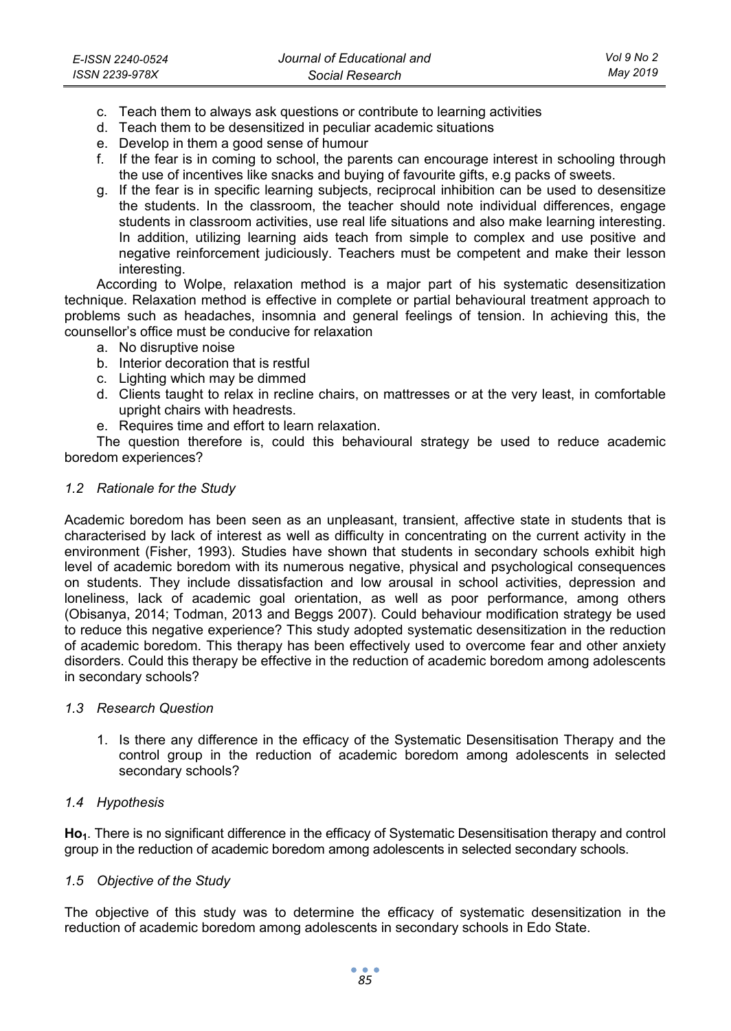c. Teach them to always ask questions or contribute to learning activities
d. Teach them to be desensitized in peculiar academic situations
e. Develop in them a good sense of humour
f. If the fear is in coming to school, the parents can encourage interest in schooling through the use of incentives like snacks and buying of favourite gifts, e.g packs of sweets.
g. If the fear is in specific learning subjects, reciprocal inhibition can be used to desensitize the students. In the classroom, the teacher should note individual differences, engage students in classroom activities, use real life situations and also make learning interesting. In addition, utilizing learning aids teach from simple to complex and use positive and negative reinforcement judiciously. Teachers must be competent and make their lesson interesting.

According to Wolpe, relaxation method is a major part of his systematic desensitization technique. Relaxation method is effective in complete or partial behavioural treatment approach to problems such as headaches, insomnia and general feelings of tension. In achieving this, the counsellor's office must be conducive for relaxation

a. No disruptive noise
b. Interior decoration that is restful
c. Lighting which may be dimmed
d. Clients taught to relax in recline chairs, on mattresses or at the very least, in comfortable upright chairs with headrests.
e. Requires time and effort to learn relaxation.

The question therefore is, could this behavioural strategy be used to reduce academic boredom experiences?

### *1.2 Rationale for the Study*

Academic boredom has been seen as an unpleasant, transient, affective state in students that is characterised by lack of interest as well as difficulty in concentrating on the current activity in the environment (Fisher, 1993). Studies have shown that students in secondary schools exhibit high level of academic boredom with its numerous negative, physical and psychological consequences on students. They include dissatisfaction and low arousal in school activities, depression and loneliness, lack of academic goal orientation, as well as poor performance, among others (Obisanya, 2014; Todman, 2013 and Beggs 2007). Could behaviour modification strategy be used to reduce this negative experience? This study adopted systematic desensitization in the reduction of academic boredom. This therapy has been effectively used to overcome fear and other anxiety disorders. Could this therapy be effective in the reduction of academic boredom among adolescents in secondary schools?

### *1.3 Research Question*

1. Is there any difference in the efficacy of the Systematic Desensitisation Therapy and the control group in the reduction of academic boredom among adolescents in selected secondary schools?

### *1.4 Hypothesis*

**$Ho_1$**. There is no significant difference in the efficacy of Systematic Desensitisation therapy and control group in the reduction of academic boredom among adolescents in selected secondary schools.

### *1.5 Objective of the Study*

The objective of this study was to determine the efficacy of systematic desensitization in the reduction of academic boredom among adolescents in secondary schools in Edo State.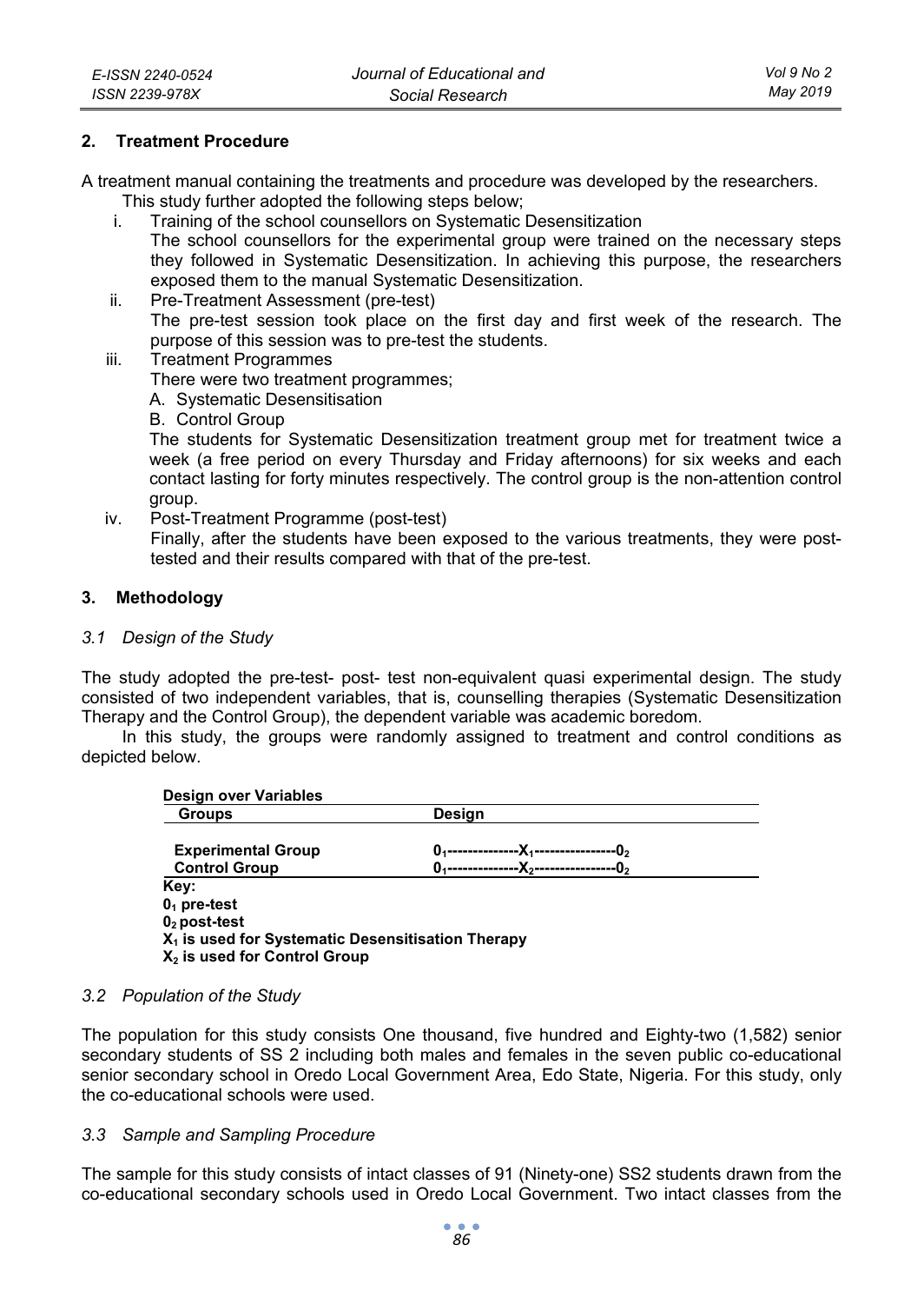## 2. Treatment Procedure

A treatment manual containing the treatments and procedure was developed by the researchers.

This study further adopted the following steps below;

i. Training of the school counsellors on Systematic Desensitization

   The school counsellors for the experimental group were trained on the necessary steps they followed in Systematic Desensitization. In achieving this purpose, the researchers exposed them to the manual Systematic Desensitization.

ii. Pre-Treatment Assessment (pre-test)

   The pre-test session took place on the first day and first week of the research. The purpose of this session was to pre-test the students.

iii. Treatment Programmes

   There were two treatment programmes;

   A. Systematic Desensitisation
   B. Control Group

   The students for Systematic Desensitization treatment group met for treatment twice a week (a free period on every Thursday and Friday afternoons) for six weeks and each contact lasting for forty minutes respectively. The control group is the non-attention control group.

iv. Post-Treatment Programme (post-test)

   Finally, after the students have been exposed to the various treatments, they were post-tested and their results compared with that of the pre-test.

## 3. Methodology

### *3.1 Design of the Study*

The study adopted the pre-test- post- test non-equivalent quasi experimental design. The study consisted of two independent variables, that is, counselling therapies (Systematic Desensitization Therapy and the Control Group), the dependent variable was academic boredom.

In this study, the groups were randomly assigned to treatment and control conditions as depicted below.

**Design over Variables**

| Groups | Design |
|---|---|
| **Experimental Group** | $0_1$--------------$X_1$----------------$0_2$ |
| **Control Group** | $0_1$--------------$X_2$----------------$0_2$ |

**Key:**
**$0_1$ pre-test**
**$0_2$ post-test**
**$X_1$ is used for Systematic Desensitisation Therapy**
**$X_2$ is used for Control Group**

### *3.2 Population of the Study*

The population for this study consists One thousand, five hundred and Eighty-two (1,582) senior secondary students of SS 2 including both males and females in the seven public co-educational senior secondary school in Oredo Local Government Area, Edo State, Nigeria. For this study, only the co-educational schools were used.

### *3.3 Sample and Sampling Procedure*

The sample for this study consists of intact classes of 91 (Ninety-one) SS2 students drawn from the co-educational secondary schools used in Oredo Local Government. Two intact classes from the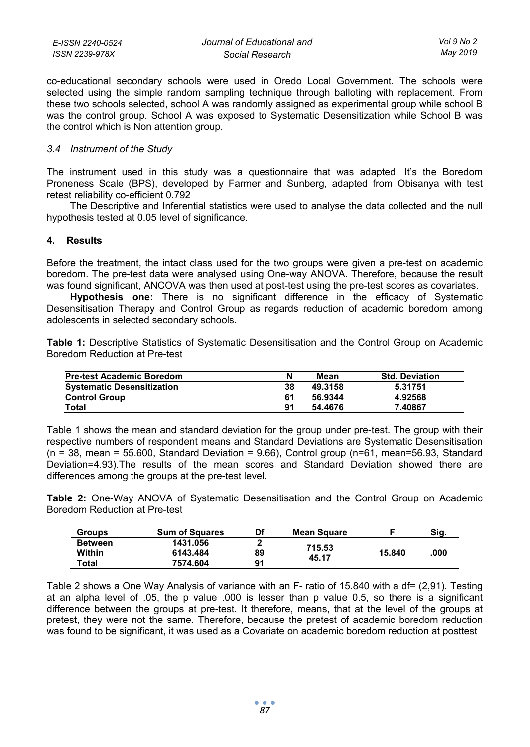co-educational secondary schools were used in Oredo Local Government. The schools were selected using the simple random sampling technique through balloting with replacement. From these two schools selected, school A was randomly assigned as experimental group while school B was the control group. School A was exposed to Systematic Desensitization while School B was the control which is Non attention group.

### *3.4 Instrument of the Study*

The instrument used in this study was a questionnaire that was adapted. It's the Boredom Proneness Scale (BPS), developed by Farmer and Sunberg, adapted from Obisanya with test retest reliability co-efficient 0.792

The Descriptive and Inferential statistics were used to analyse the data collected and the null hypothesis tested at 0.05 level of significance.

## 4. Results

Before the treatment, the intact class used for the two groups were given a pre-test on academic boredom. The pre-test data were analysed using One-way ANOVA. Therefore, because the result was found significant, ANCOVA was then used at post-test using the pre-test scores as covariates.

**Hypothesis one:** There is no significant difference in the efficacy of Systematic Desensitisation Therapy and Control Group as regards reduction of academic boredom among adolescents in selected secondary schools.

**Table 1:** Descriptive Statistics of Systematic Desensitisation and the Control Group on Academic Boredom Reduction at Pre-test

| Pre-test Academic Boredom | N | Mean | Std. Deviation |
|---|---|---|---|
| Systematic Desensitization | 38 | 49.3158 | 5.31751 |
| Control Group | 61 | 56.9344 | 4.92568 |
| Total | 91 | 54.4676 | 7.40867 |

Table 1 shows the mean and standard deviation for the group under pre-test. The group with their respective numbers of respondent means and Standard Deviations are Systematic Desensitisation (n = 38, mean = 55.600, Standard Deviation = 9.66), Control group (n=61, mean=56.93, Standard Deviation=4.93).The results of the mean scores and Standard Deviation showed there are differences among the groups at the pre-test level.

**Table 2:** One-Way ANOVA of Systematic Desensitisation and the Control Group on Academic Boredom Reduction at Pre-test

| Groups | Sum of Squares | Df | Mean Square | F | Sig. |
|---|---|---|---|---|---|
| Between | 1431.056 | 2 | 715.53 | 15.840 | .000 |
| Within | 6143.484 | 89 | 45.17 | | |
| Total | 7574.604 | 91 | | | |

Table 2 shows a One Way Analysis of variance with an F- ratio of 15.840 with a df= (2,91). Testing at an alpha level of .05, the p value .000 is lesser than p value 0.5, so there is a significant difference between the groups at pre-test. It therefore, means, that at the level of the groups at pretest, they were not the same. Therefore, because the pretest of academic boredom reduction was found to be significant, it was used as a Covariate on academic boredom reduction at posttest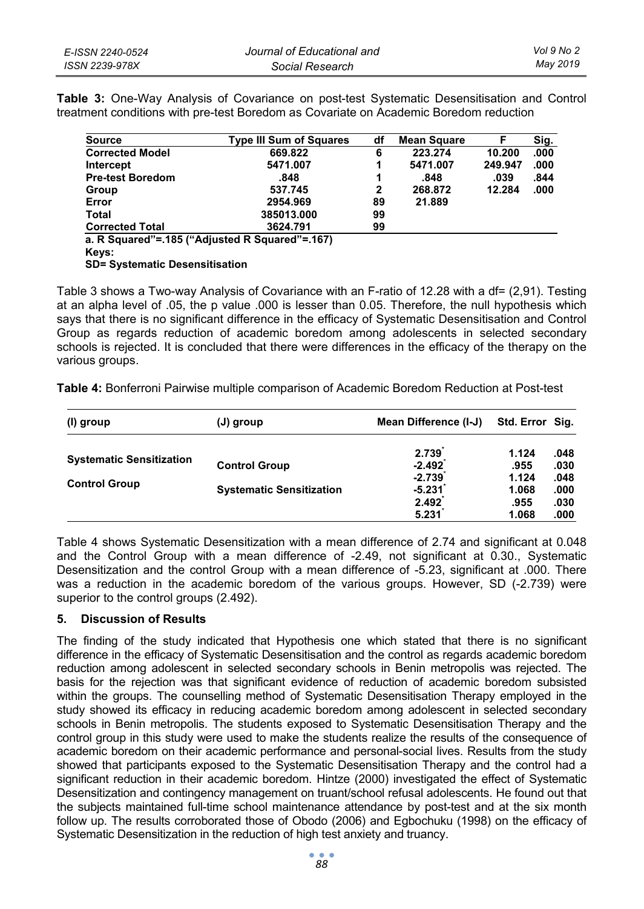**Table 3:** One-Way Analysis of Covariance on post-test Systematic Desensitisation and Control treatment conditions with pre-test Boredom as Covariate on Academic Boredom reduction

| Source | Type III Sum of Squares | df | Mean Square | F | Sig. |
|---|---|---|---|---|---|
| **Corrected Model** | **669.822** | **6** | **223.274** | **10.200** | **.000** |
| **Intercept** | **5471.007** | **1** | **5471.007** | **249.947** | **.000** |
| **Pre-test Boredom** | **.848** | **1** | **.848** | **.039** | **.844** |
| **Group** | **537.745** | **2** | **268.872** | **12.284** | **.000** |
| **Error** | **2954.969** | **89** | **21.889** | | |
| **Total** | **385013.000** | **99** | | | |
| **Corrected Total** | **3624.791** | **99** | | | |

**a. R Squared"=.185 ("Adjusted R Squared"=.167)**
**Keys:**
**SD= Systematic Desensitisation**

Table 3 shows a Two-way Analysis of Covariance with an F-ratio of 12.28 with a df= (2,91). Testing at an alpha level of .05, the p value .000 is lesser than 0.05. Therefore, the null hypothesis which says that there is no significant difference in the efficacy of Systematic Desensitisation and Control Group as regards reduction of academic boredom among adolescents in selected secondary schools is rejected. It is concluded that there were differences in the efficacy of the therapy on the various groups.

**Table 4:** Bonferroni Pairwise multiple comparison of Academic Boredom Reduction at Post-test

| (I) group | (J) group | Mean Difference (I-J) | Std. Error | Sig. |
|---|---|---|---|---|
| **Systematic Sensitization** | **Control Group** | **2.739*** | **1.124** | **.048** |
| | | **-2.492*** | **.955** | **.030** |
| **Control Group** | **Systematic Sensitization** | **-2.739*** | **1.124** | **.048** |
| | | **-5.231*** | **1.068** | **.000** |
| | | **2.492*** | **.955** | **.030** |
| | | **5.231*** | **1.068** | **.000** |

Table 4 shows Systematic Desensitization with a mean difference of 2.74 and significant at 0.048 and the Control Group with a mean difference of -2.49, not significant at 0.30., Systematic Desensitization and the control Group with a mean difference of -5.23, significant at .000. There was a reduction in the academic boredom of the various groups. However, SD (-2.739) were superior to the control groups (2.492).

## 5. Discussion of Results

The finding of the study indicated that Hypothesis one which stated that there is no significant difference in the efficacy of Systematic Desensitisation and the control as regards academic boredom reduction among adolescent in selected secondary schools in Benin metropolis was rejected. The basis for the rejection was that significant evidence of reduction of academic boredom subsisted within the groups. The counselling method of Systematic Desensitisation Therapy employed in the study showed its efficacy in reducing academic boredom among adolescent in selected secondary schools in Benin metropolis. The students exposed to Systematic Desensitisation Therapy and the control group in this study were used to make the students realize the results of the consequence of academic boredom on their academic performance and personal-social lives. Results from the study showed that participants exposed to the Systematic Desensitisation Therapy and the control had a significant reduction in their academic boredom. Hintze (2000) investigated the effect of Systematic Desensitization and contingency management on truant/school refusal adolescents. He found out that the subjects maintained full-time school maintenance attendance by post-test and at the six month follow up. The results corroborated those of Obodo (2006) and Egbochuku (1998) on the efficacy of Systematic Desensitization in the reduction of high test anxiety and truancy.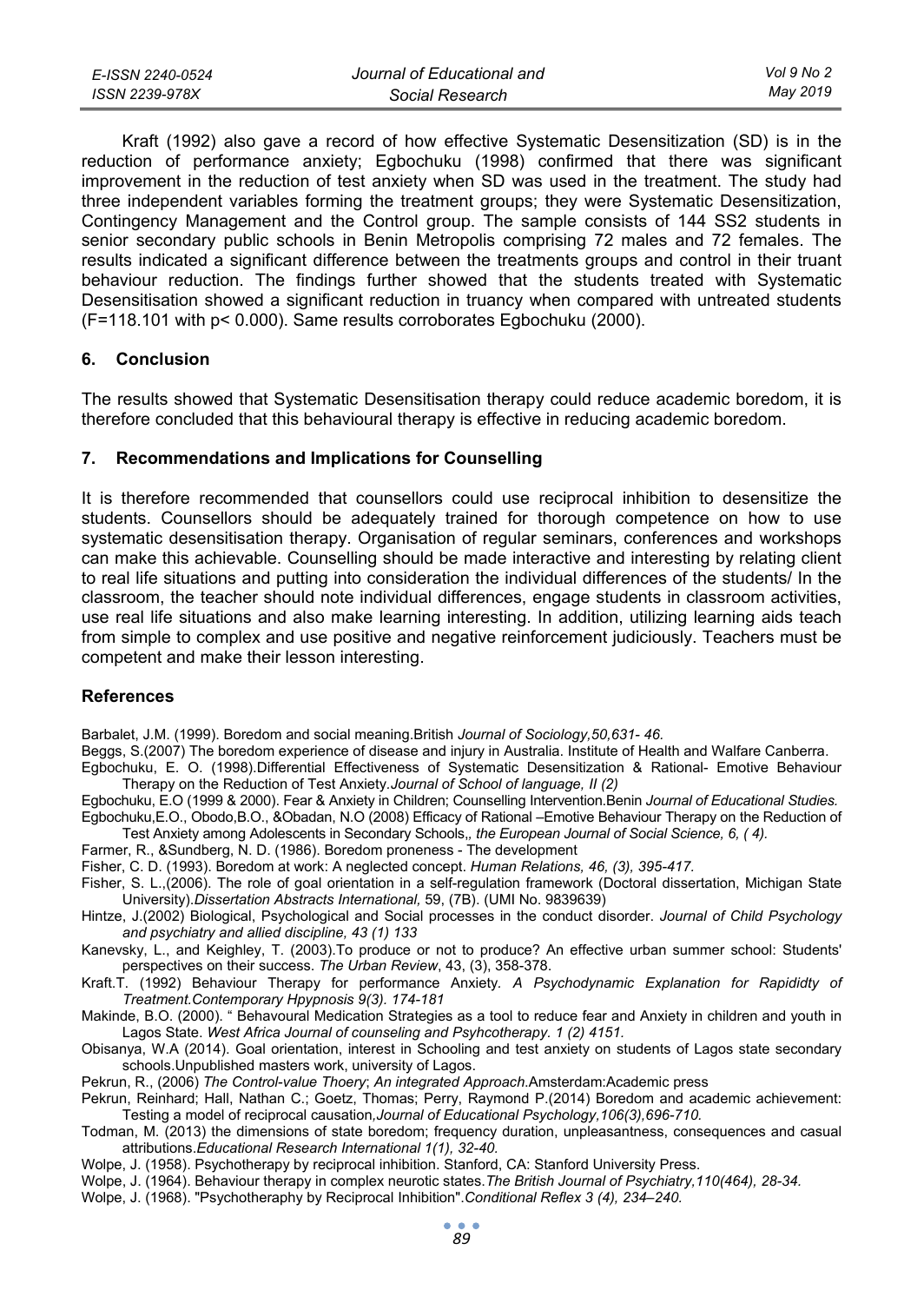Kraft (1992) also gave a record of how effective Systematic Desensitization (SD) is in the reduction of performance anxiety; Egbochuku (1998) confirmed that there was significant improvement in the reduction of test anxiety when SD was used in the treatment. The study had three independent variables forming the treatment groups; they were Systematic Desensitization, Contingency Management and the Control group. The sample consists of 144 SS2 students in senior secondary public schools in Benin Metropolis comprising 72 males and 72 females. The results indicated a significant difference between the treatments groups and control in their truant behaviour reduction. The findings further showed that the students treated with Systematic Desensitisation showed a significant reduction in truancy when compared with untreated students ($F=118.101$ with $p< 0.000$). Same results corroborates Egbochuku (2000).

## 6. Conclusion

The results showed that Systematic Desensitisation therapy could reduce academic boredom, it is therefore concluded that this behavioural therapy is effective in reducing academic boredom.

## 7. Recommendations and Implications for Counselling

It is therefore recommended that counsellors could use reciprocal inhibition to desensitize the students. Counsellors should be adequately trained for thorough competence on how to use systematic desensitisation therapy. Organisation of regular seminars, conferences and workshops can make this achievable. Counselling should be made interactive and interesting by relating client to real life situations and putting into consideration the individual differences of the students/ In the classroom, the teacher should note individual differences, engage students in classroom activities, use real life situations and also make learning interesting. In addition, utilizing learning aids teach from simple to complex and use positive and negative reinforcement judiciously. Teachers must be competent and make their lesson interesting.

## References

Barbalet, J.M. (1999). Boredom and social meaning.British *Journal of Sociology,50,631- 46.*

Beggs, S.(2007) The boredom experience of disease and injury in Australia. Institute of Health and Walfare Canberra.

Egbochuku, E. O. (1998).Differential Effectiveness of Systematic Desensitization & Rational- Emotive Behaviour Therapy on the Reduction of Test Anxiety.*Journal of School of language, II (2)*

Egbochuku, E.O (1999 & 2000). Fear & Anxiety in Children; Counselling Intervention.Benin *Journal of Educational Studies.*

Egbochuku,E.O., Obodo,B.O., &Obadan, N.O (2008) Efficacy of Rational –Emotive Behaviour Therapy on the Reduction of Test Anxiety among Adolescents in Secondary Schools,, *the European Journal of Social Science, 6, ( 4).*

Farmer, R., &Sundberg, N. D. (1986). Boredom proneness - The development

Fisher, C. D. (1993). Boredom at work: A neglected concept. *Human Relations, 46, (3), 395-417.*

Fisher, S. L.,(2006). The role of goal orientation in a self-regulation framework (Doctoral dissertation, Michigan State University).*Dissertation Abstracts International,* 59, (7B). (UMI No. 9839639)

Hintze, J.(2002) Biological, Psychological and Social processes in the conduct disorder. *Journal of Child Psychology and psychiatry and allied discipline, 43 (1) 133*

Kanevsky, L., and Keighley, T. (2003).To produce or not to produce? An effective urban summer school: Students' perspectives on their success. *The Urban Review*, 43, (3), 358-378.

Kraft.T. (1992) Behaviour Therapy for performance Anxiety*. A Psychodynamic Explanation for Rapididty of Treatment.Contemporary Hpypnosis 9(3). 174-181*

Makinde, B.O. (2000). " Behavoural Medication Strategies as a tool to reduce fear and Anxiety in children and youth in Lagos State. *West Africa Journal of counseling and Psyhcotherapy. 1 (2) 4151.*

Obisanya, W.A (2014). Goal orientation, interest in Schooling and test anxiety on students of Lagos state secondary schools.Unpublished masters work, university of Lagos.

Pekrun, R., (2006) *The Control-value Thoery*; *An integrated Approach*.Amsterdam:Academic press

Pekrun, Reinhard; Hall, Nathan C.; Goetz, Thomas; Perry, Raymond P.(2014) Boredom and academic achievement: Testing a model of reciprocal causation*,Journal of Educational Psychology,106(3),696-710.*

Todman, M. (2013) the dimensions of state boredom; frequency duration, unpleasantness, consequences and casual attributions.*Educational Research International 1(1), 32-40.*

Wolpe, J. (1958). Psychotherapy by reciprocal inhibition. Stanford, CA: Stanford University Press.

Wolpe, J. (1964). Behaviour therapy in complex neurotic states.*The British Journal of Psychiatry,110(464), 28-34.*

Wolpe, J. (1968). "Psychotheraphy by Reciprocal Inhibition".*Conditional Reflex 3 (4), 234–240.*